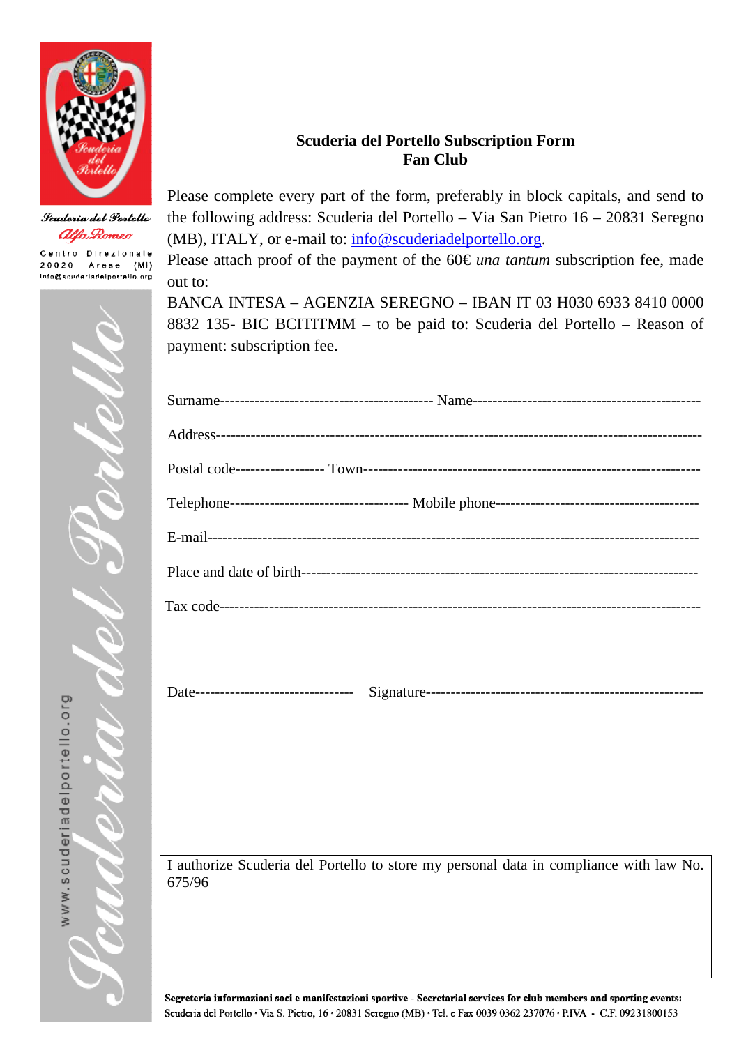Scuderia del Portello
Alfa Romeo
Centro Direzionale
20020 Arese (MI)
info@scuderiadelportello.org

**Scuderia del Portello Subscription Form**
**Fan Club**

Please complete every part of the form, preferably in block capitals, and send to the following address: Scuderia del Portello – Via San Pietro 16 – 20831 Seregno (MB), ITALY, or e-mail to: info@scuderiadelportello.org.

Please attach proof of the payment of the 60€ *una tantum* subscription fee, made out to:

BANCA INTESA – AGENZIA SEREGNO – IBAN IT 03 H030 6933 8410 0000 8832 135- BIC BCITITMM – to be paid to: Scuderia del Portello – Reason of payment: subscription fee.

Surname------------------------------------------ Name---------------------------------------------

Address-----------------------------------------------------------------------------------------------

Postal code------------------ Town-----------------------------------------------------------------

Telephone------------------------------------ Mobile phone----------------------------------------

E-mail------------------------------------------------------------------------------------------------

Place and date of birth----------------------------------------------------------------------------

Tax code-----------------------------------------------------------------------------------------------

Date-------------------------------- Signature--------------------------------------------------------

I authorize Scuderia del Portello to store my personal data in compliance with law No. 675/96

www.scuderiadelportello.org

Scuderia del Portello

**Segreteria informazioni soci e manifestazioni sportive - Secretarial services for club members and sporting events:**
Scuderia del Portello • Via S. Pietro, 16 • 20831 Seregno (MB) • Tel. e Fax 0039 0362 237076 • P.IVA - C.F. 09231800153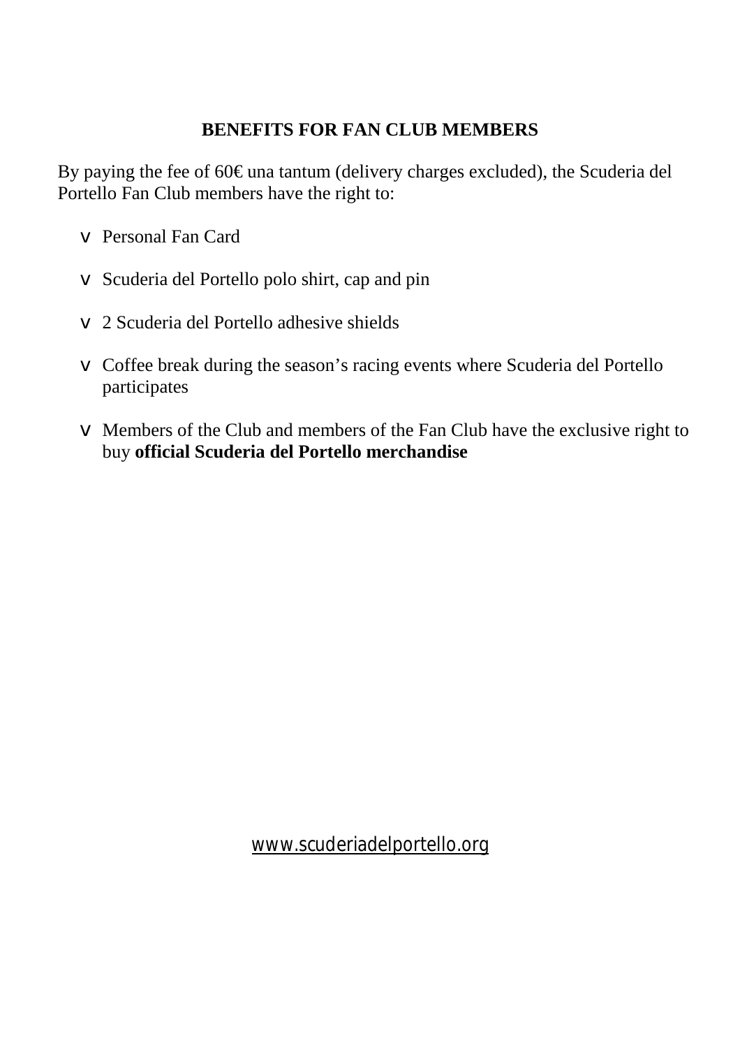# BENEFITS FOR FAN CLUB MEMBERS

By paying the fee of 60€ una tantum (delivery charges excluded), the Scuderia del Portello Fan Club members have the right to:

- Personal Fan Card
- Scuderia del Portello polo shirt, cap and pin
- 2 Scuderia del Portello adhesive shields
- Coffee break during the season's racing events where Scuderia del Portello participates
- Members of the Club and members of the Fan Club have the exclusive right to buy **official Scuderia del Portello merchandise**

www.scuderiadelportello.org